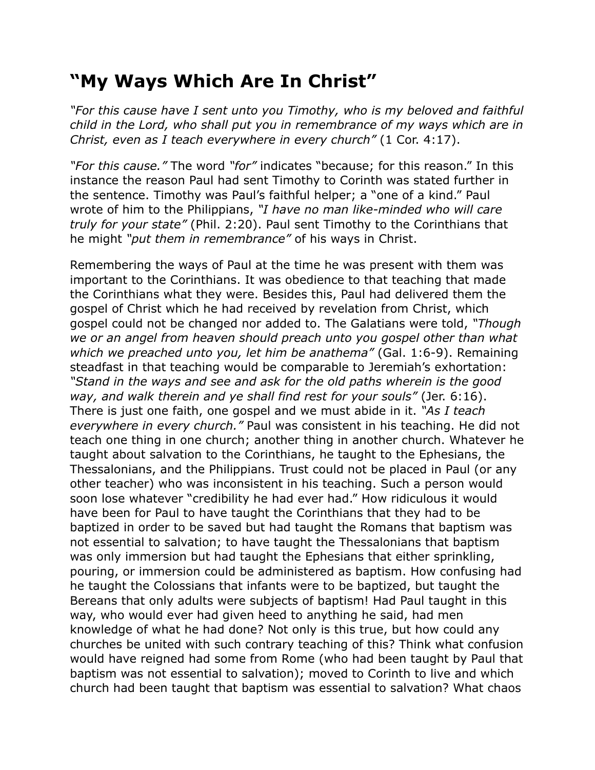# "My Ways Which Are In Christ"

*"For this cause have I sent unto you Timothy, who is my beloved and faithful child in the Lord, who shall put you in remembrance of my ways which are in Christ, even as I teach everywhere in every church"* (1 Cor. 4:17).

*"For this cause."* The word *"for"* indicates "because; for this reason." In this instance the reason Paul had sent Timothy to Corinth was stated further in the sentence. Timothy was Paul's faithful helper; a "one of a kind." Paul wrote of him to the Philippians, *"I have no man like-minded who will care truly for your state"* (Phil. 2:20). Paul sent Timothy to the Corinthians that he might *"put them in remembrance"* of his ways in Christ.

Remembering the ways of Paul at the time he was present with them was important to the Corinthians. It was obedience to that teaching that made the Corinthians what they were. Besides this, Paul had delivered them the gospel of Christ which he had received by revelation from Christ, which gospel could not be changed nor added to. The Galatians were told, *"Though we or an angel from heaven should preach unto you gospel other than what which we preached unto you, let him be anathema"* (Gal. 1:6-9). Remaining steadfast in that teaching would be comparable to Jeremiah's exhortation: *"Stand in the ways and see and ask for the old paths wherein is the good way, and walk therein and ye shall find rest for your souls"* (Jer. 6:16). There is just one faith, one gospel and we must abide in it. *"As I teach everywhere in every church."* Paul was consistent in his teaching. He did not teach one thing in one church; another thing in another church. Whatever he taught about salvation to the Corinthians, he taught to the Ephesians, the Thessalonians, and the Philippians. Trust could not be placed in Paul (or any other teacher) who was inconsistent in his teaching. Such a person would soon lose whatever "credibility he had ever had." How ridiculous it would have been for Paul to have taught the Corinthians that they had to be baptized in order to be saved but had taught the Romans that baptism was not essential to salvation; to have taught the Thessalonians that baptism was only immersion but had taught the Ephesians that either sprinkling, pouring, or immersion could be administered as baptism. How confusing had he taught the Colossians that infants were to be baptized, but taught the Bereans that only adults were subjects of baptism! Had Paul taught in this way, who would ever had given heed to anything he said, had men knowledge of what he had done? Not only is this true, but how could any churches be united with such contrary teaching of this? Think what confusion would have reigned had some from Rome (who had been taught by Paul that baptism was not essential to salvation); moved to Corinth to live and which church had been taught that baptism was essential to salvation? What chaos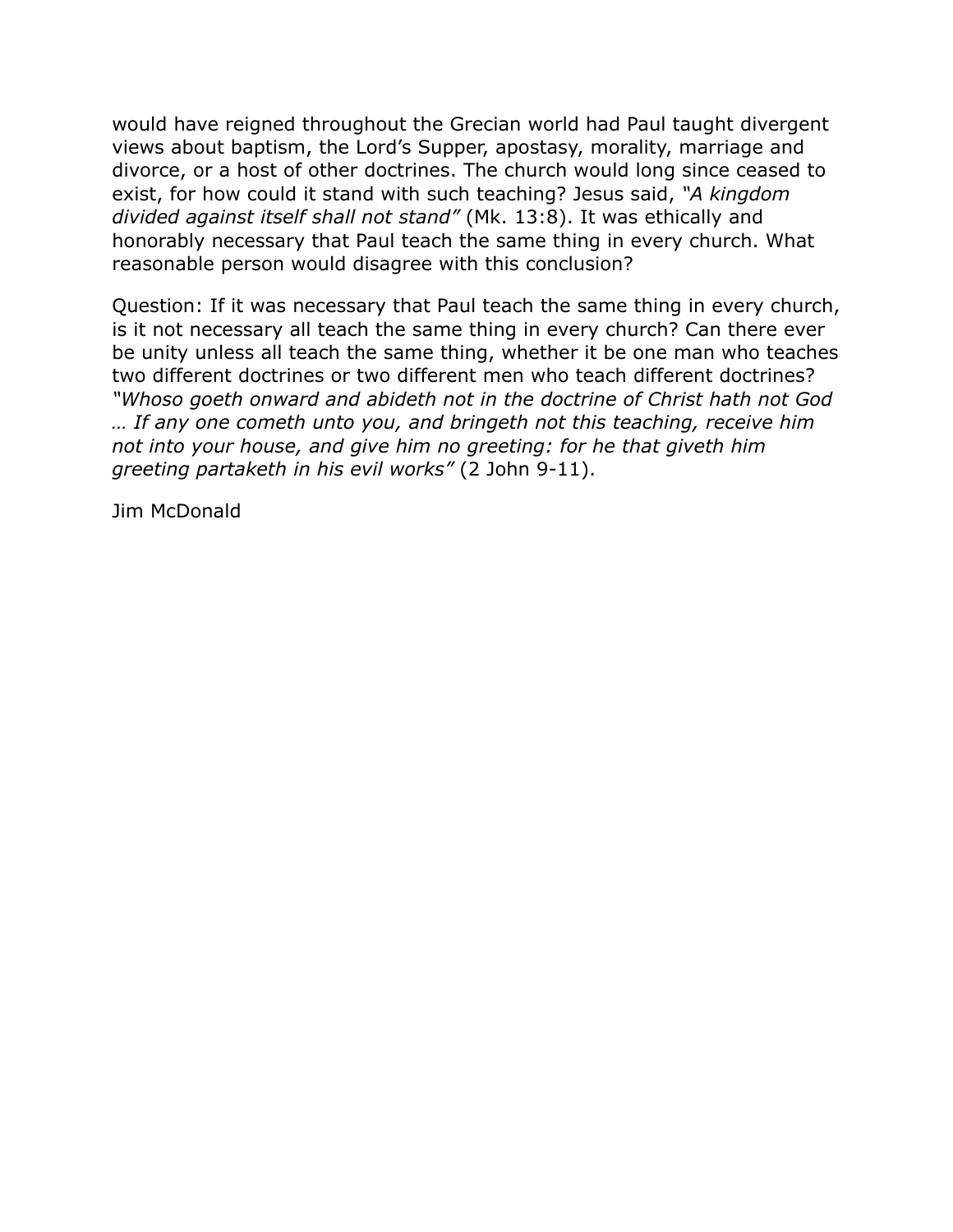would have reigned throughout the Grecian world had Paul taught divergent views about baptism, the Lord's Supper, apostasy, morality, marriage and divorce, or a host of other doctrines. The church would long since ceased to exist, for how could it stand with such teaching? Jesus said, *"A kingdom divided against itself shall not stand"* (Mk. 13:8). It was ethically and honorably necessary that Paul teach the same thing in every church. What reasonable person would disagree with this conclusion?

Question: If it was necessary that Paul teach the same thing in every church, is it not necessary all teach the same thing in every church? Can there ever be unity unless all teach the same thing, whether it be one man who teaches two different doctrines or two different men who teach different doctrines? *"Whoso goeth onward and abideth not in the doctrine of Christ hath not God … If any one cometh unto you, and bringeth not this teaching, receive him not into your house, and give him no greeting: for he that giveth him greeting partaketh in his evil works"* (2 John 9-11).

Jim McDonald